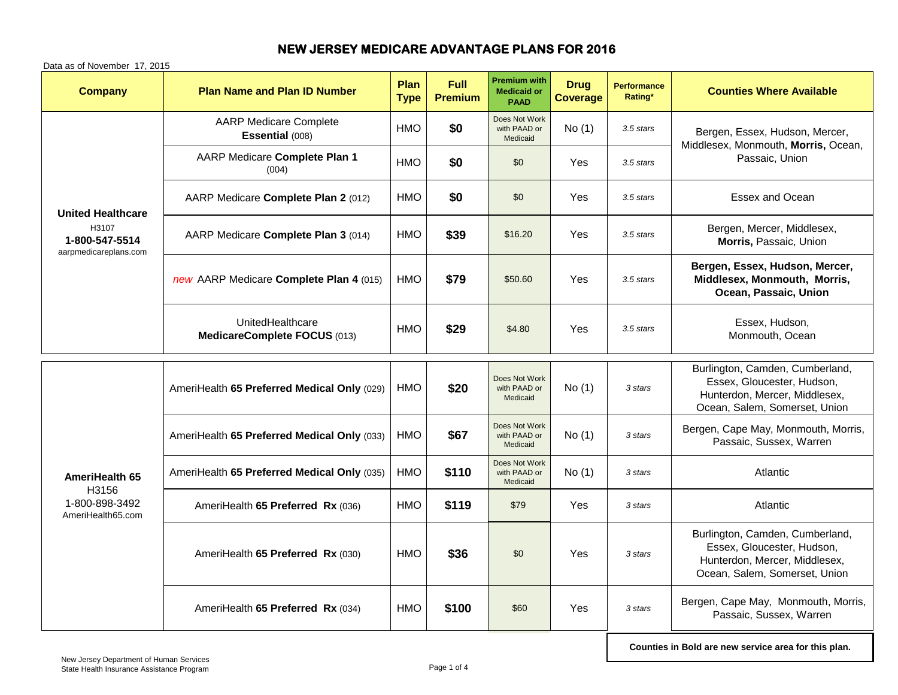# NEW JERSEY MEDICARE ADVANTAGE PLANS FOR 2016

Data as of November 17, 2015

| Company | Plan Name and Plan ID Number | Plan Type | Full Premium | Premium with Medicaid or PAAD | Drug Coverage | Performance Rating* | Counties Where Available |
|---|---|---|---|---|---|---|---|
| **United Healthcare** H3107 **1-800-547-5514** aarpmedicareplans.com | AARP Medicare Complete **Essential** (008) | HMO | **$0** | Does Not Work with PAAD or Medicaid | No (1) | *3.5 stars* | Bergen, Essex, Hudson, Mercer, Middlesex, Monmouth, **Morris,** Ocean, Passaic, Union |
| | AARP Medicare **Complete Plan 1** (004) | HMO | **$0** | $0 | Yes | *3.5 stars* | Bergen, Essex, Hudson, Mercer, Middlesex, Monmouth, **Morris,** Ocean, Passaic, Union |
| | AARP Medicare **Complete Plan 2** (012) | HMO | **$0** | $0 | Yes | *3.5 stars* | Essex and Ocean |
| | AARP Medicare **Complete Plan 3** (014) | HMO | **$39** | $16.20 | Yes | *3.5 stars* | Bergen, Mercer, Middlesex, **Morris,** Passaic, Union |
| | *new* AARP Medicare **Complete Plan 4** (015) | HMO | **$79** | $50.60 | Yes | *3.5 stars* | **Bergen, Essex, Hudson, Mercer, Middlesex, Monmouth, Morris, Ocean, Passaic, Union** |
| | UnitedHealthcare **MedicareComplete FOCUS** (013) | HMO | **$29** | $4.80 | Yes | *3.5 stars* | Essex, Hudson, Monmouth, Ocean |
| **AmeriHealth 65** H3156 1-800-898-3492 AmeriHealth65.com | AmeriHealth **65 Preferred Medical Only** (029) | HMO | **$20** | Does Not Work with PAAD or Medicaid | No (1) | *3 stars* | Burlington, Camden, Cumberland, Essex, Gloucester, Hudson, Hunterdon, Mercer, Middlesex, Ocean, Salem, Somerset, Union |
| | AmeriHealth **65 Preferred Medical Only** (033) | HMO | **$67** | Does Not Work with PAAD or Medicaid | No (1) | *3 stars* | Bergen, Cape May, Monmouth, Morris, Passaic, Sussex, Warren |
| | AmeriHealth **65 Preferred Medical Only** (035) | HMO | **$110** | Does Not Work with PAAD or Medicaid | No (1) | *3 stars* | Atlantic |
| | AmeriHealth **65 Preferred Rx** (036) | HMO | **$119** | $79 | Yes | *3 stars* | Atlantic |
| | AmeriHealth **65 Preferred Rx** (030) | HMO | **$36** | $0 | Yes | *3 stars* | Burlington, Camden, Cumberland, Essex, Gloucester, Hudson, Hunterdon, Mercer, Middlesex, Ocean, Salem, Somerset, Union |
| | AmeriHealth **65 Preferred Rx** (034) | HMO | **$100** | $60 | Yes | *3 stars* | Bergen, Cape May, Monmouth, Morris, Passaic, Sussex, Warren |

**Counties in Bold are new service area for this plan.**

New Jersey Department of Human Services
State Health Insurance Assistance Program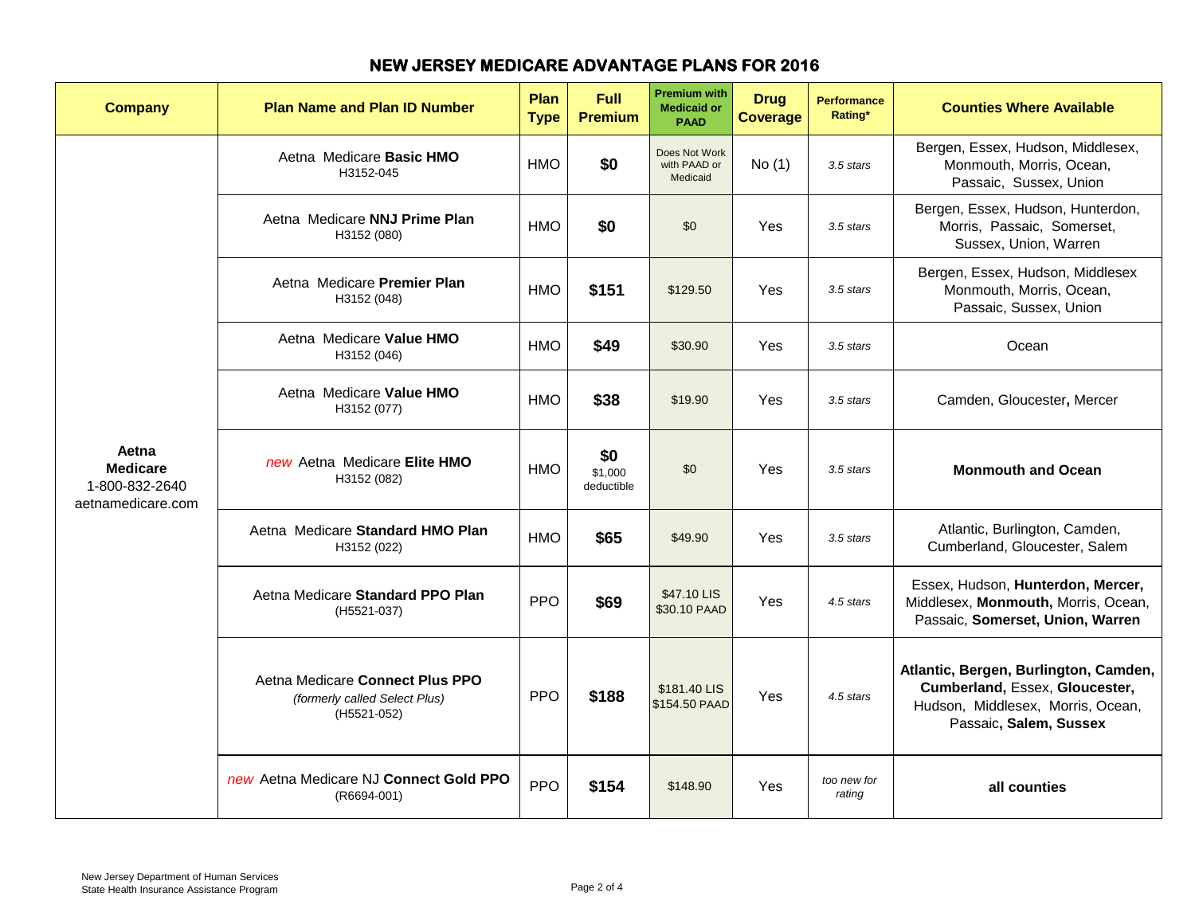# NEW JERSEY MEDICARE ADVANTAGE PLANS FOR 2016

| Company | Plan Name and Plan ID Number | Plan Type | Full Premium | Premium with Medicaid or PAAD | Drug Coverage | Performance Rating* | Counties Where Available |
|---|---|---|---|---|---|---|---|
| **Aetna Medicare** 1-800-832-2640 aetnamedicare.com | Aetna Medicare **Basic HMO** H3152-045 | HMO | **$0** | Does Not Work with PAAD or Medicaid | No (1) | *3.5 stars* | Bergen, Essex, Hudson, Middlesex, Monmouth, Morris, Ocean, Passaic, Sussex, Union |
| | Aetna Medicare **NNJ Prime Plan** H3152 (080) | HMO | **$0** | $0 | Yes | *3.5 stars* | Bergen, Essex, Hudson, Hunterdon, Morris, Passaic, Somerset, Sussex, Union, Warren |
| | Aetna Medicare **Premier Plan** H3152 (048) | HMO | **$151** | $129.50 | Yes | *3.5 stars* | Bergen, Essex, Hudson, Middlesex Monmouth, Morris, Ocean, Passaic, Sussex, Union |
| | Aetna Medicare **Value HMO** H3152 (046) | HMO | **$49** | $30.90 | Yes | *3.5 stars* | Ocean |
| | Aetna Medicare **Value HMO** H3152 (077) | HMO | **$38** | $19.90 | Yes | *3.5 stars* | Camden, Gloucester**,** Mercer |
| | *new* Aetna Medicare **Elite HMO** H3152 (082) | HMO | **$0** $1,000 deductible | $0 | Yes | *3.5 stars* | **Monmouth and Ocean** |
| | Aetna Medicare **Standard HMO Plan** H3152 (022) | HMO | **$65** | $49.90 | Yes | *3.5 stars* | Atlantic, Burlington, Camden, Cumberland, Gloucester, Salem |
| | Aetna Medicare **Standard PPO Plan** (H5521-037) | PPO | **$69** | $47.10 LIS $30.10 PAAD | Yes | *4.5 stars* | Essex, Hudson, **Hunterdon, Mercer,** Middlesex, **Monmouth,** Morris, Ocean, Passaic, **Somerset, Union, Warren** |
| | Aetna Medicare **Connect Plus PPO** *(formerly called Select Plus)* (H5521-052) | PPO | **$188** | $181.40 LIS $154.50 PAAD | Yes | *4.5 stars* | **Atlantic, Bergen, Burlington, Camden, Cumberland,** Essex, **Gloucester,** Hudson, Middlesex, Morris, Ocean, Passaic**, Salem, Sussex** |
| | *new* Aetna Medicare NJ **Connect Gold PPO** (R6694-001) | PPO | **$154** | $148.90 | Yes | *too new for rating* | **all counties** |

New Jersey Department of Human Services
State Health Insurance Assistance Program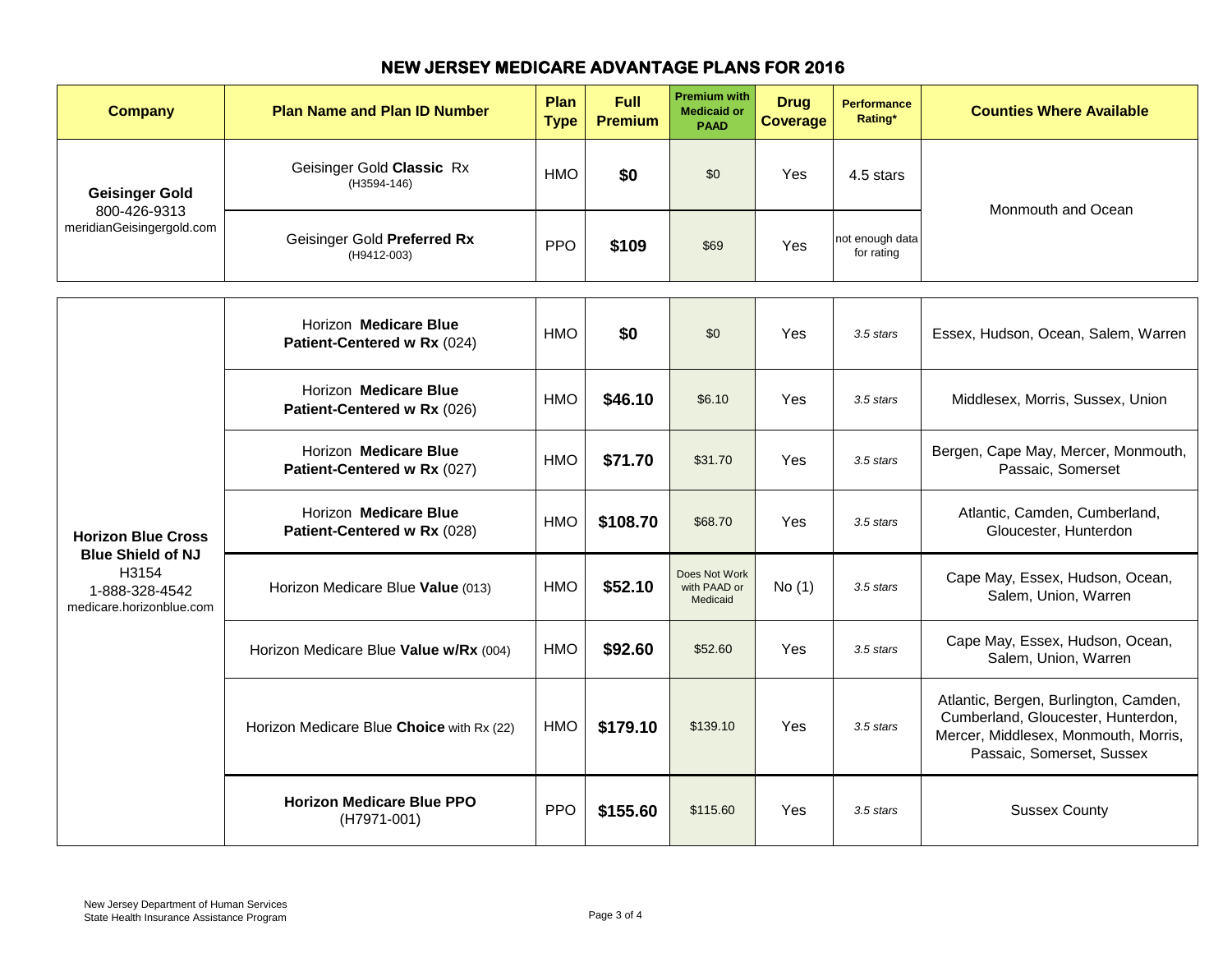# NEW JERSEY MEDICARE ADVANTAGE PLANS FOR 2016

| Company | Plan Name and Plan ID Number | Plan Type | Full Premium | Premium with Medicaid or PAAD | Drug Coverage | Performance Rating* | Counties Where Available |
|---|---|---|---|---|---|---|---|
| **Geisinger Gold** 800-426-9313 meridianGeisingergold.com | Geisinger Gold **Classic** Rx (H3594-146) | HMO | **$0** | $0 | Yes | 4.5 stars | Monmouth and Ocean |
| | Geisinger Gold **Preferred Rx** (H9412-003) | PPO | **$109** | $69 | Yes | not enough data for rating | |
| **Horizon Blue Cross Blue Shield of NJ** H3154 1-888-328-4542 medicare.horizonblue.com | Horizon **Medicare Blue Patient-Centered w Rx** (024) | HMO | **$0** | $0 | Yes | *3.5 stars* | Essex, Hudson, Ocean, Salem, Warren |
| | Horizon **Medicare Blue Patient-Centered w Rx** (026) | HMO | **$46.10** | $6.10 | Yes | *3.5 stars* | Middlesex, Morris, Sussex, Union |
| | Horizon **Medicare Blue Patient-Centered w Rx** (027) | HMO | **$71.70** | $31.70 | Yes | *3.5 stars* | Bergen, Cape May, Mercer, Monmouth, Passaic, Somerset |
| | Horizon **Medicare Blue Patient-Centered w Rx** (028) | HMO | **$108.70** | $68.70 | Yes | *3.5 stars* | Atlantic, Camden, Cumberland, Gloucester, Hunterdon |
| | Horizon Medicare Blue **Value** (013) | HMO | **$52.10** | Does Not Work with PAAD or Medicaid | No (1) | *3.5 stars* | Cape May, Essex, Hudson, Ocean, Salem, Union, Warren |
| | Horizon Medicare Blue **Value w/Rx** (004) | HMO | **$92.60** | $52.60 | Yes | *3.5 stars* | Cape May, Essex, Hudson, Ocean, Salem, Union, Warren |
| | Horizon Medicare Blue **Choice** with Rx (22) | HMO | **$179.10** | $139.10 | Yes | *3.5 stars* | Atlantic, Bergen, Burlington, Camden, Cumberland, Gloucester, Hunterdon, Mercer, Middlesex, Monmouth, Morris, Passaic, Somerset, Sussex |
| | **Horizon Medicare Blue PPO** (H7971-001) | PPO | **$155.60** | $115.60 | Yes | *3.5 stars* | Sussex County |

New Jersey Department of Human Services
State Health Insurance Assistance Program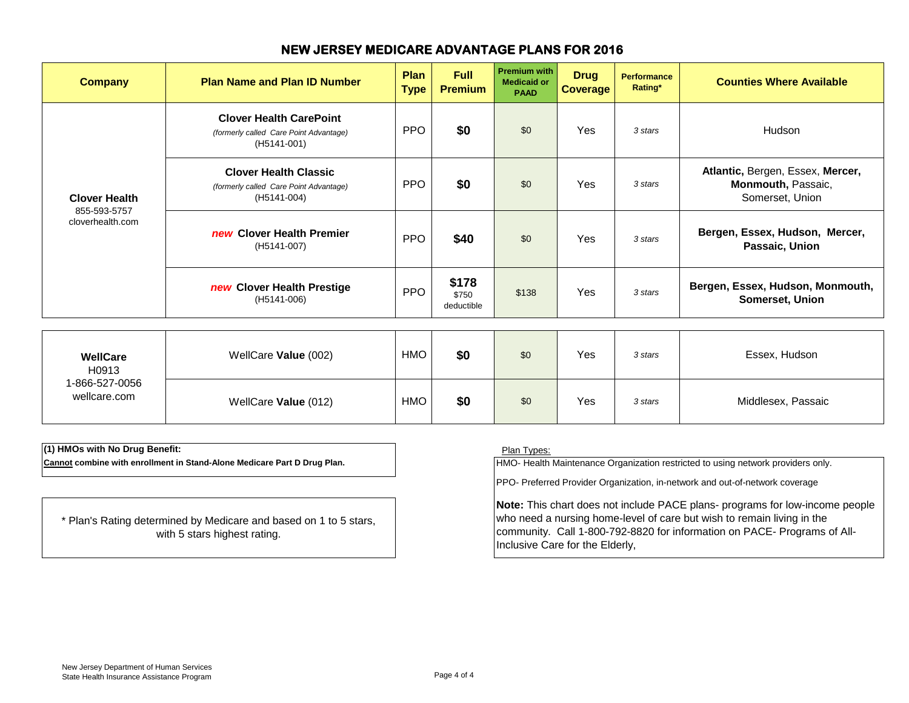# NEW JERSEY MEDICARE ADVANTAGE PLANS FOR 2016

| Company | Plan Name and Plan ID Number | Plan Type | Full Premium | Premium with Medicaid or PAAD | Drug Coverage | Performance Rating* | Counties Where Available |
|---|---|---|---|---|---|---|---|
| **Clover Health** 855-593-5757 cloverhealth.com | **Clover Health CarePoint** *(formerly called Care Point Advantage)* (H5141-001) | PPO | **$0** | $0 | Yes | *3 stars* | Hudson |
| | **Clover Health Classic** *(formerly called Care Point Advantage)* (H5141-004) | PPO | **$0** | $0 | Yes | *3 stars* | **Atlantic,** Bergen, Essex, **Mercer, Monmouth,** Passaic, Somerset, Union |
| | ***new*** **Clover Health Premier** (H5141-007) | PPO | **$40** | $0 | Yes | *3 stars* | **Bergen, Essex, Hudson, Mercer, Passaic, Union** |
| | ***new*** **Clover Health Prestige** (H5141-006) | PPO | **$178** $750 deductible | $138 | Yes | *3 stars* | **Bergen, Essex, Hudson, Monmouth, Somerset, Union** |
| **WellCare** H0913 1-866-527-0056 wellcare.com | WellCare **Value** (002) | HMO | **$0** | $0 | Yes | *3 stars* | Essex, Hudson |
| | WellCare **Value** (012) | HMO | **$0** | $0 | Yes | *3 stars* | Middlesex, Passaic |

**(1) HMOs with No Drug Benefit:**
**Cannot combine with enrollment in Stand-Alone Medicare Part D Drug Plan.**

* Plan's Rating determined by Medicare and based on 1 to 5 stars, with 5 stars highest rating.

Plan Types:

HMO- Health Maintenance Organization restricted to using network providers only.

PPO- Preferred Provider Organization, in-network and out-of-network coverage

**Note:** This chart does not include PACE plans- programs for low-income people who need a nursing home-level of care but wish to remain living in the community. Call 1-800-792-8820 for information on PACE- Programs of All-Inclusive Care for the Elderly,

New Jersey Department of Human Services
State Health Insurance Assistance Program